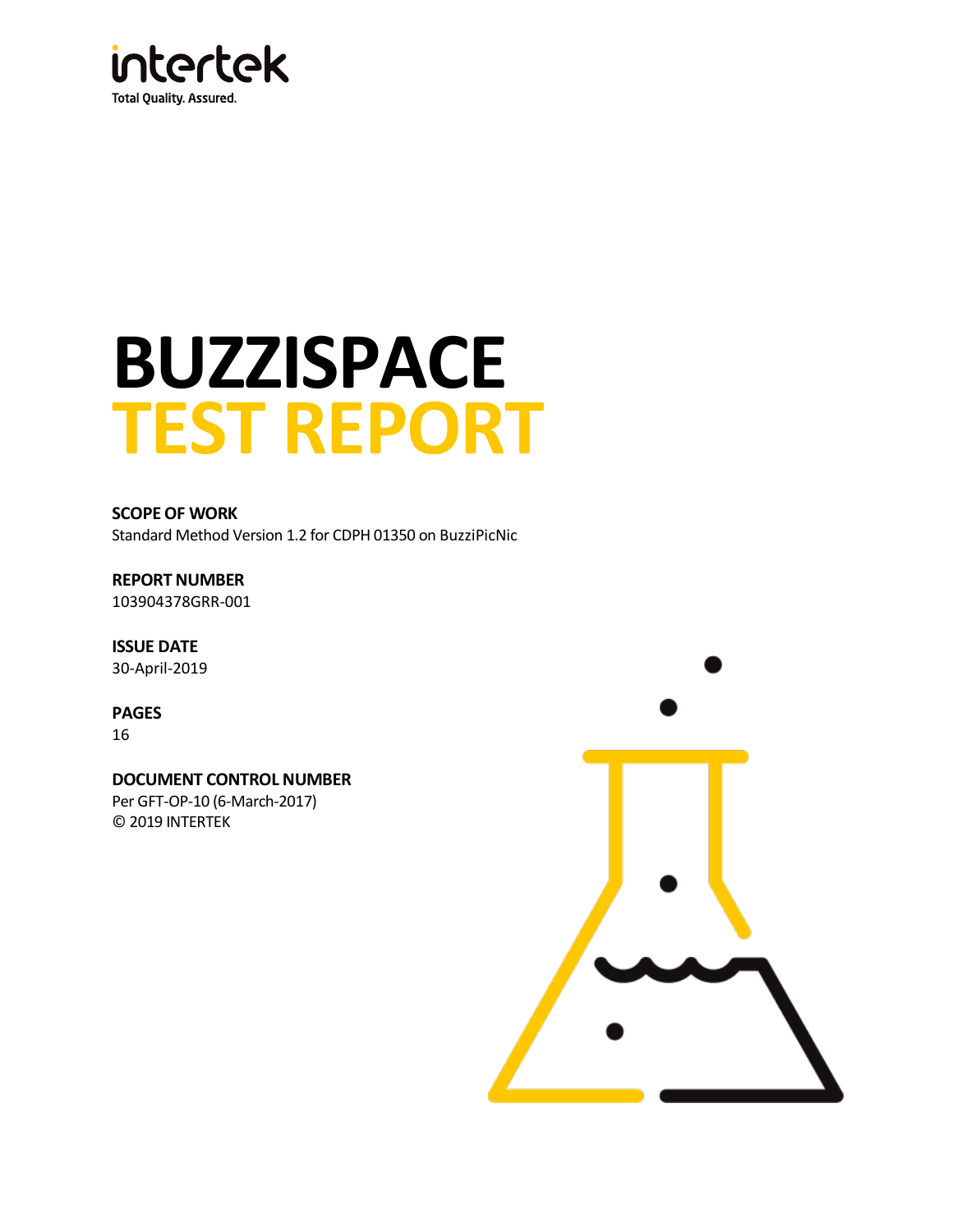intertek

Total Quality. Assured.

# BUZZISPACE
# TEST REPORT

**SCOPE OF WORK**

Standard Method Version 1.2 for CDPH 01350 on BuzziPicNic

**REPORT NUMBER**

103904378GRR-001

**ISSUE DATE**

30-April-2019

**PAGES**

16

**DOCUMENT CONTROL NUMBER**

Per GFT-OP-10 (6-March-2017)

© 2019 INTERTEK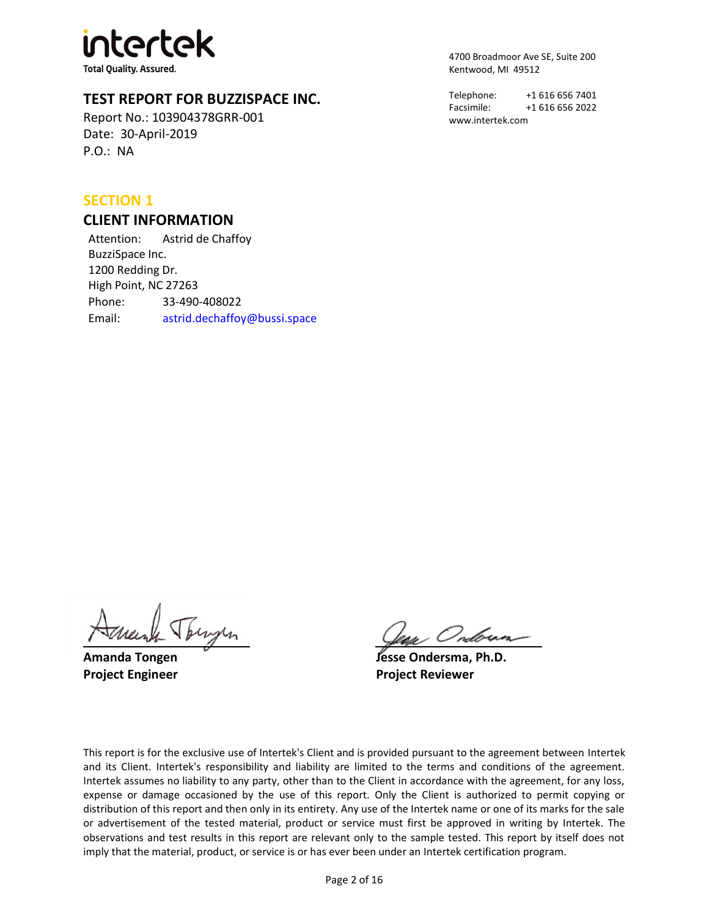intertek

Total Quality. Assured.

4700 Broadmoor Ave SE, Suite 200
Kentwood, MI 49512

Telephone: +1 616 656 7401
Facsimile: +1 616 656 2022
www.intertek.com

# TEST REPORT FOR BUZZISPACE INC.

Report No.: 103904378GRR-001
Date: 30-April-2019
P.O.: NA

## SECTION 1

## CLIENT INFORMATION

Attention: Astrid de Chaffoy
BuzziSpace Inc.
1200 Redding Dr.
High Point, NC 27263
Phone: 33-490-408022
Email: astrid.dechaffoy@bussi.space

**Amanda Tongen**
**Project Engineer**

**Jesse Ondersma, Ph.D.**
**Project Reviewer**

This report is for the exclusive use of Intertek's Client and is provided pursuant to the agreement between Intertek and its Client. Intertek's responsibility and liability are limited to the terms and conditions of the agreement. Intertek assumes no liability to any party, other than to the Client in accordance with the agreement, for any loss, expense or damage occasioned by the use of this report. Only the Client is authorized to permit copying or distribution of this report and then only in its entirety. Any use of the Intertek name or one of its marks for the sale or advertisement of the tested material, product or service must first be approved in writing by Intertek. The observations and test results in this report are relevant only to the sample tested. This report by itself does not imply that the material, product, or service is or has ever been under an Intertek certification program.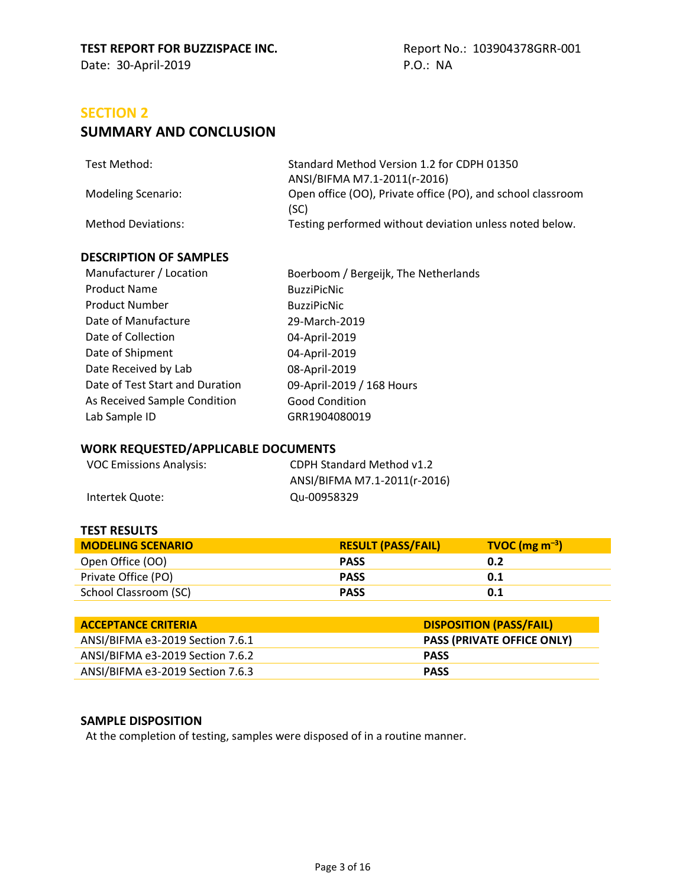## SECTION 2

## SUMMARY AND CONCLUSION

| | |
|---|---|
| Test Method: | Standard Method Version 1.2 for CDPH 01350<br>ANSI/BIFMA M7.1-2011(r-2016) |
| Modeling Scenario: | Open office (OO), Private office (PO), and school classroom (SC) |
| Method Deviations: | Testing performed without deviation unless noted below. |

### DESCRIPTION OF SAMPLES

| | |
|---|---|
| Manufacturer / Location | Boerboom / Bergeijk, The Netherlands |
| Product Name | BuzziPicNic |
| Product Number | BuzziPicNic |
| Date of Manufacture | 29-March-2019 |
| Date of Collection | 04-April-2019 |
| Date of Shipment | 04-April-2019 |
| Date Received by Lab | 08-April-2019 |
| Date of Test Start and Duration | 09-April-2019 / 168 Hours |
| As Received Sample Condition | Good Condition |
| Lab Sample ID | GRR1904080019 |

### WORK REQUESTED/APPLICABLE DOCUMENTS

| | |
|---|---|
| VOC Emissions Analysis: | CDPH Standard Method v1.2<br>ANSI/BIFMA M7.1-2011(r-2016) |
| Intertek Quote: | Qu-00958329 |

### TEST RESULTS

| MODELING SCENARIO | RESULT (PASS/FAIL) | TVOC (mg $m^{-3}$) |
|---|---|---|
| Open Office (OO) | **PASS** | **0.2** |
| Private Office (PO) | **PASS** | **0.1** |
| School Classroom (SC) | **PASS** | **0.1** |

| ACCEPTANCE CRITERIA | DISPOSITION (PASS/FAIL) |
|---|---|
| ANSI/BIFMA e3-2019 Section 7.6.1 | **PASS (PRIVATE OFFICE ONLY)** |
| ANSI/BIFMA e3-2019 Section 7.6.2 | **PASS** |
| ANSI/BIFMA e3-2019 Section 7.6.3 | **PASS** |

### SAMPLE DISPOSITION

At the completion of testing, samples were disposed of in a routine manner.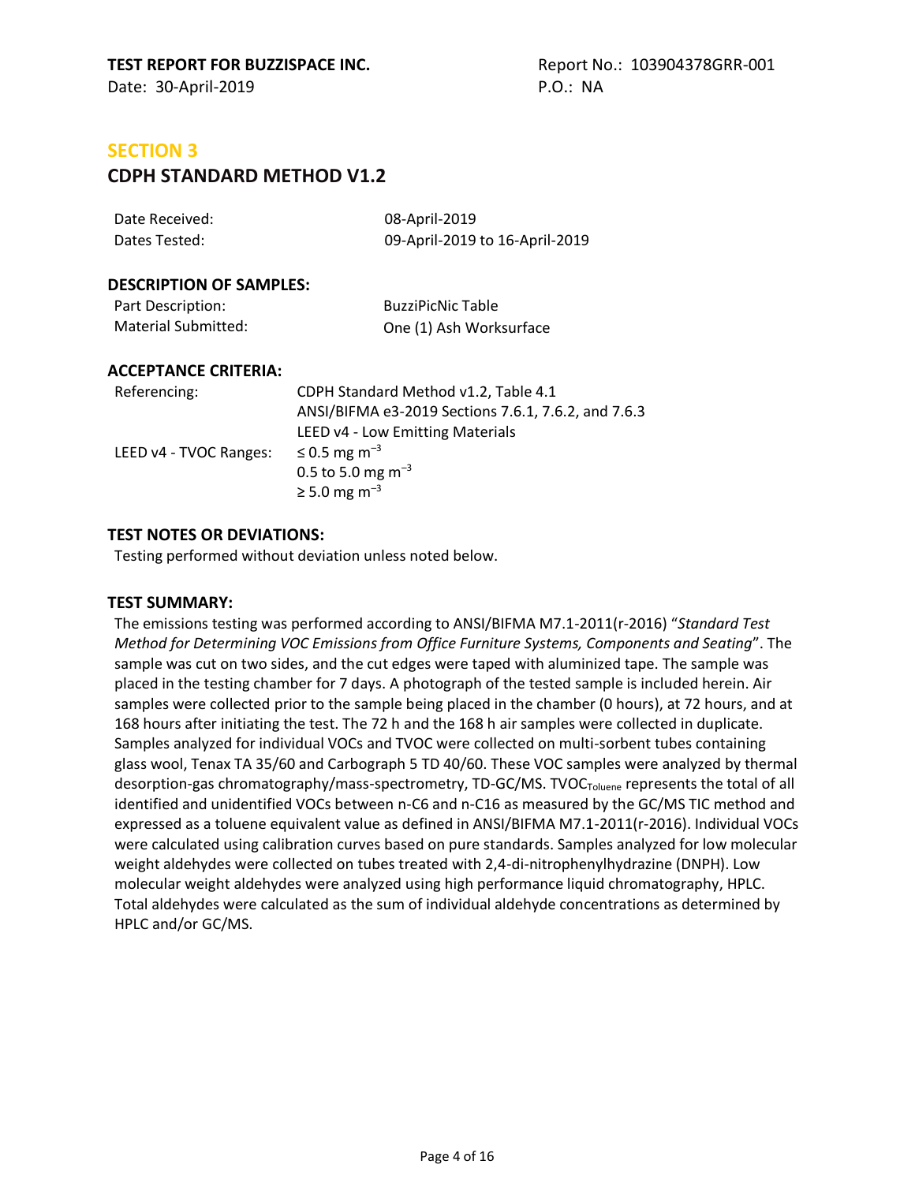## SECTION 3

## CDPH STANDARD METHOD V1.2

| | |
|---|---|
| Date Received: | 08-April-2019 |
| Dates Tested: | 09-April-2019 to 16-April-2019 |

### DESCRIPTION OF SAMPLES:

| | |
|---|---|
| Part Description: | BuzziPicNic Table |
| Material Submitted: | One (1) Ash Worksurface |

### ACCEPTANCE CRITERIA:

| | |
|---|---|
| Referencing: | CDPH Standard Method v1.2, Table 4.1 |
| | ANSI/BIFMA e3-2019 Sections 7.6.1, 7.6.2, and 7.6.3 |
| | LEED v4 - Low Emitting Materials |
| LEED v4 - TVOC Ranges: | ≤ 0.5 mg $m^{-3}$ |
| | 0.5 to 5.0 mg $m^{-3}$ |
| | ≥ 5.0 mg $m^{-3}$ |

### TEST NOTES OR DEVIATIONS:

Testing performed without deviation unless noted below.

### TEST SUMMARY:

The emissions testing was performed according to ANSI/BIFMA M7.1-2011(r-2016) "*Standard Test Method for Determining VOC Emissions from Office Furniture Systems, Components and Seating*". The sample was cut on two sides, and the cut edges were taped with aluminized tape. The sample was placed in the testing chamber for 7 days. A photograph of the tested sample is included herein. Air samples were collected prior to the sample being placed in the chamber (0 hours), at 72 hours, and at 168 hours after initiating the test. The 72 h and the 168 h air samples were collected in duplicate. Samples analyzed for individual VOCs and TVOC were collected on multi-sorbent tubes containing glass wool, Tenax TA 35/60 and Carbograph 5 TD 40/60. These VOC samples were analyzed by thermal desorption-gas chromatography/mass-spectrometry, TD-GC/MS. $TVOC_{Toluene}$ represents the total of all identified and unidentified VOCs between n-C6 and n-C16 as measured by the GC/MS TIC method and expressed as a toluene equivalent value as defined in ANSI/BIFMA M7.1-2011(r-2016). Individual VOCs were calculated using calibration curves based on pure standards. Samples analyzed for low molecular weight aldehydes were collected on tubes treated with 2,4-di-nitrophenylhydrazine (DNPH). Low molecular weight aldehydes were analyzed using high performance liquid chromatography, HPLC. Total aldehydes were calculated as the sum of individual aldehyde concentrations as determined by HPLC and/or GC/MS.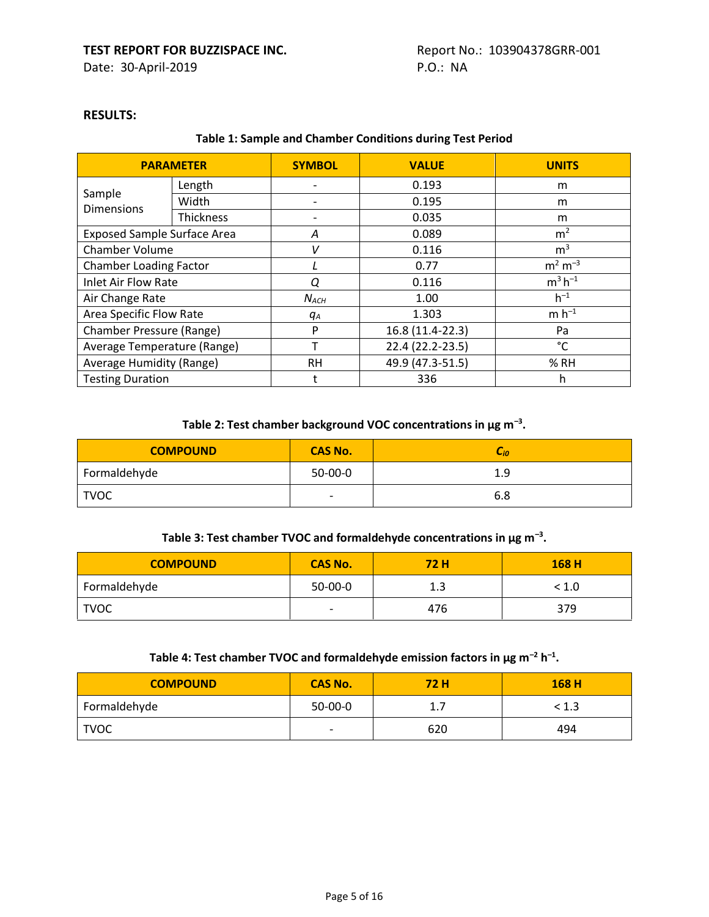TEST REPORT FOR BUZZISPACE INC.
Date: 30-April-2019

Report No.: 103904378GRR-001
P.O.: NA

**RESULTS:**

**Table 1: Sample and Chamber Conditions during Test Period**

| PARAMETER | | SYMBOL | VALUE | UNITS |
|---|---|---|---|---|
| Sample Dimensions | Length | - | 0.193 | m |
| | Width | - | 0.195 | m |
| | Thickness | - | 0.035 | m |
| Exposed Sample Surface Area | | $A$ | 0.089 | $m^2$ |
| Chamber Volume | | $V$ | 0.116 | $m^3$ |
| Chamber Loading Factor | | $L$ | 0.77 | $m^2\ m^{-3}$ |
| Inlet Air Flow Rate | | $Q$ | 0.116 | $m^3\ h^{-1}$ |
| Air Change Rate | | $N_{ACH}$ | 1.00 | $h^{-1}$ |
| Area Specific Flow Rate | | $q_A$ | 1.303 | $m\ h^{-1}$ |
| Chamber Pressure (Range) | | P | 16.8 (11.4-22.3) | Pa |
| Average Temperature (Range) | | T | 22.4 (22.2-23.5) | °C |
| Average Humidity (Range) | | RH | 49.9 (47.3-51.5) | % RH |
| Testing Duration | | t | 336 | h |

**Table 2: Test chamber background VOC concentrations in µg $m^{-3}$.**

| COMPOUND | CAS No. | $C_{i0}$ |
|---|---|---|
| Formaldehyde | 50-00-0 | 1.9 |
| TVOC | - | 6.8 |

**Table 3: Test chamber TVOC and formaldehyde concentrations in µg $m^{-3}$.**

| COMPOUND | CAS No. | 72 H | 168 H |
|---|---|---|---|
| Formaldehyde | 50-00-0 | 1.3 | < 1.0 |
| TVOC | - | 476 | 379 |

**Table 4: Test chamber TVOC and formaldehyde emission factors in µg $m^{-2}\ h^{-1}$.**

| COMPOUND | CAS No. | 72 H | 168 H |
|---|---|---|---|
| Formaldehyde | 50-00-0 | 1.7 | < 1.3 |
| TVOC | - | 620 | 494 |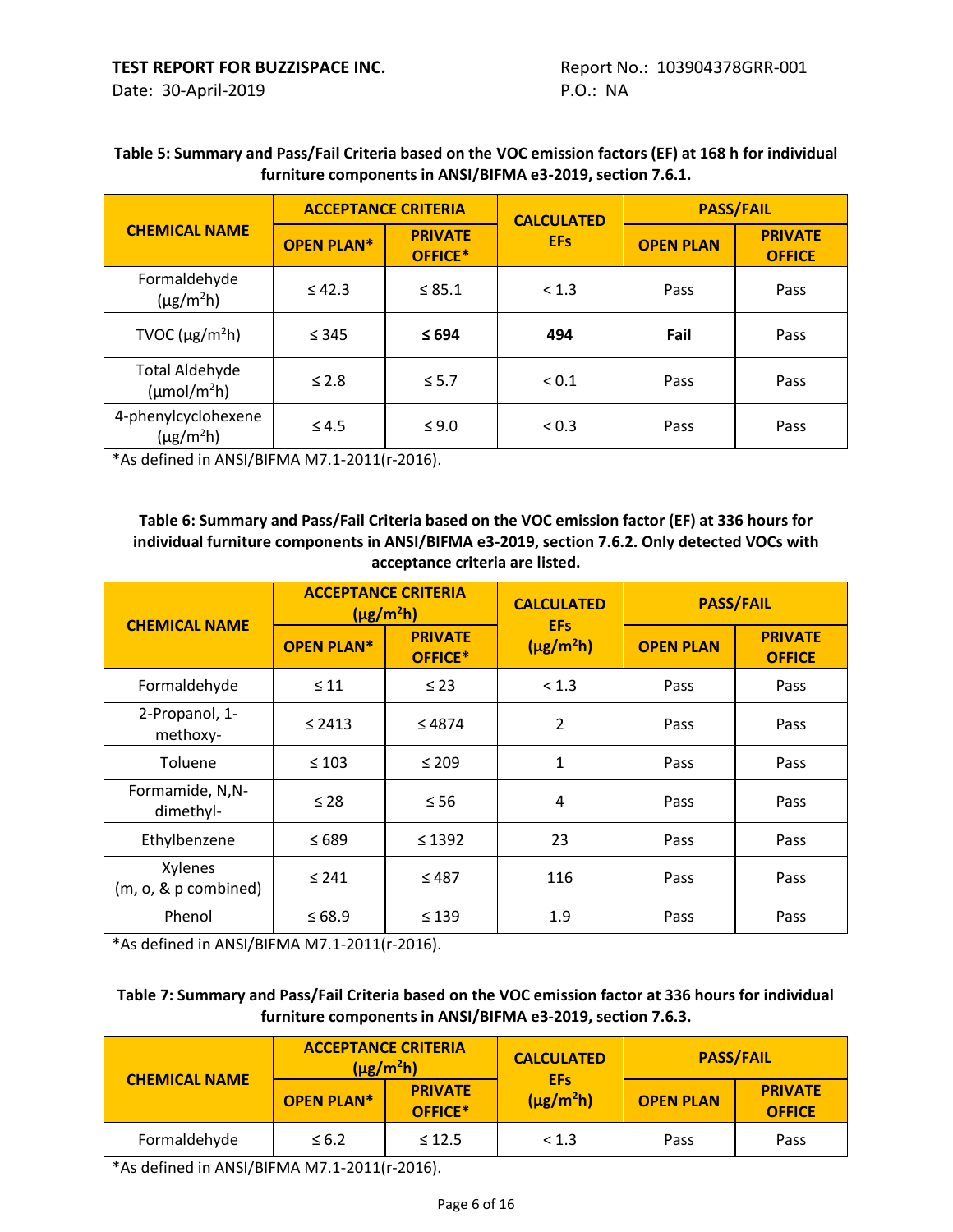**Table 5: Summary and Pass/Fail Criteria based on the VOC emission factors (EF) at 168 h for individual furniture components in ANSI/BIFMA e3-2019, section 7.6.1.**

| CHEMICAL NAME | ACCEPTANCE CRITERIA | | CALCULATED EFs | PASS/FAIL | |
|---|---|---|---|---|---|
| | OPEN PLAN* | PRIVATE OFFICE* | | OPEN PLAN | PRIVATE OFFICE |
| Formaldehyde ($\mu g/m^2h$) | ≤ 42.3 | ≤ 85.1 | < 1.3 | Pass | Pass |
| TVOC ($\mu g/m^2h$) | ≤ 345 | **≤ 694** | **494** | **Fail** | Pass |
| Total Aldehyde ($\mu mol/m^2h$) | ≤ 2.8 | ≤ 5.7 | < 0.1 | Pass | Pass |
| 4-phenylcyclohexene ($\mu g/m^2h$) | ≤ 4.5 | ≤ 9.0 | < 0.3 | Pass | Pass |

*As defined in ANSI/BIFMA M7.1-2011(r-2016).

**Table 6: Summary and Pass/Fail Criteria based on the VOC emission factor (EF) at 336 hours for individual furniture components in ANSI/BIFMA e3-2019, section 7.6.2. Only detected VOCs with acceptance criteria are listed.**

| CHEMICAL NAME | ACCEPTANCE CRITERIA ($\mu g/m^2h$) | | CALCULATED EFs ($\mu g/m^2h$) | PASS/FAIL | |
|---|---|---|---|---|---|
| | OPEN PLAN* | PRIVATE OFFICE* | | OPEN PLAN | PRIVATE OFFICE |
| Formaldehyde | ≤ 11 | ≤ 23 | < 1.3 | Pass | Pass |
| 2-Propanol, 1-methoxy- | ≤ 2413 | ≤ 4874 | 2 | Pass | Pass |
| Toluene | ≤ 103 | ≤ 209 | 1 | Pass | Pass |
| Formamide, N,N-dimethyl- | ≤ 28 | ≤ 56 | 4 | Pass | Pass |
| Ethylbenzene | ≤ 689 | ≤ 1392 | 23 | Pass | Pass |
| Xylenes (m, o, & p combined) | ≤ 241 | ≤ 487 | 116 | Pass | Pass |
| Phenol | ≤ 68.9 | ≤ 139 | 1.9 | Pass | Pass |

*As defined in ANSI/BIFMA M7.1-2011(r-2016).

**Table 7: Summary and Pass/Fail Criteria based on the VOC emission factor at 336 hours for individual furniture components in ANSI/BIFMA e3-2019, section 7.6.3.**

| CHEMICAL NAME | ACCEPTANCE CRITERIA ($\mu g/m^2h$) | | CALCULATED EFs ($\mu g/m^2h$) | PASS/FAIL | |
|---|---|---|---|---|---|
| | OPEN PLAN* | PRIVATE OFFICE* | | OPEN PLAN | PRIVATE OFFICE |
| Formaldehyde | ≤ 6.2 | ≤ 12.5 | < 1.3 | Pass | Pass |

*As defined in ANSI/BIFMA M7.1-2011(r-2016).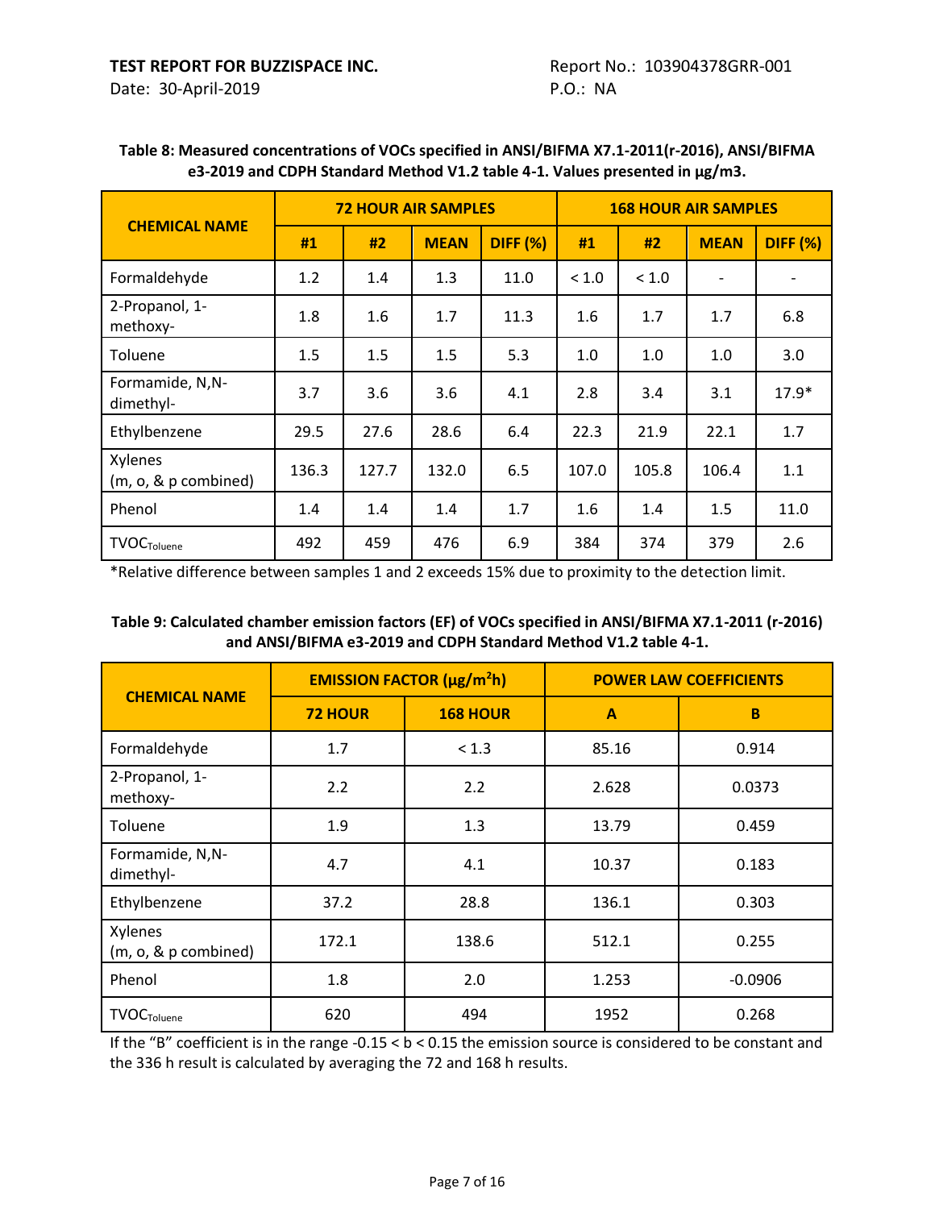**Table 8: Measured concentrations of VOCs specified in ANSI/BIFMA X7.1-2011(r-2016), ANSI/BIFMA e3-2019 and CDPH Standard Method V1.2 table 4-1. Values presented in µg/m3.**

| CHEMICAL NAME | 72 HOUR AIR SAMPLES | | | | 168 HOUR AIR SAMPLES | | | |
|---|---|---|---|---|---|---|---|---|
| | #1 | #2 | MEAN | DIFF (%) | #1 | #2 | MEAN | DIFF (%) |
| Formaldehyde | 1.2 | 1.4 | 1.3 | 11.0 | < 1.0 | < 1.0 | - | - |
| 2-Propanol, 1-methoxy- | 1.8 | 1.6 | 1.7 | 11.3 | 1.6 | 1.7 | 1.7 | 6.8 |
| Toluene | 1.5 | 1.5 | 1.5 | 5.3 | 1.0 | 1.0 | 1.0 | 3.0 |
| Formamide, N,N-dimethyl- | 3.7 | 3.6 | 3.6 | 4.1 | 2.8 | 3.4 | 3.1 | 17.9* |
| Ethylbenzene | 29.5 | 27.6 | 28.6 | 6.4 | 22.3 | 21.9 | 22.1 | 1.7 |
| Xylenes (m, o, & p combined) | 136.3 | 127.7 | 132.0 | 6.5 | 107.0 | 105.8 | 106.4 | 1.1 |
| Phenol | 1.4 | 1.4 | 1.4 | 1.7 | 1.6 | 1.4 | 1.5 | 11.0 |
| $TVOC_{Toluene}$ | 492 | 459 | 476 | 6.9 | 384 | 374 | 379 | 2.6 |

*Relative difference between samples 1 and 2 exceeds 15% due to proximity to the detection limit.

**Table 9: Calculated chamber emission factors (EF) of VOCs specified in ANSI/BIFMA X7.1-2011 (r-2016) and ANSI/BIFMA e3-2019 and CDPH Standard Method V1.2 table 4-1.**

| CHEMICAL NAME | EMISSION FACTOR (µg/m²h) | | POWER LAW COEFFICIENTS | |
|---|---|---|---|---|
| | 72 HOUR | 168 HOUR | A | B |
| Formaldehyde | 1.7 | < 1.3 | 85.16 | 0.914 |
| 2-Propanol, 1-methoxy- | 2.2 | 2.2 | 2.628 | 0.0373 |
| Toluene | 1.9 | 1.3 | 13.79 | 0.459 |
| Formamide, N,N-dimethyl- | 4.7 | 4.1 | 10.37 | 0.183 |
| Ethylbenzene | 37.2 | 28.8 | 136.1 | 0.303 |
| Xylenes (m, o, & p combined) | 172.1 | 138.6 | 512.1 | 0.255 |
| Phenol | 1.8 | 2.0 | 1.253 | -0.0906 |
| $TVOC_{Toluene}$ | 620 | 494 | 1952 | 0.268 |

If the "B" coefficient is in the range $-0.15 < b < 0.15$ the emission source is considered to be constant and the 336 h result is calculated by averaging the 72 and 168 h results.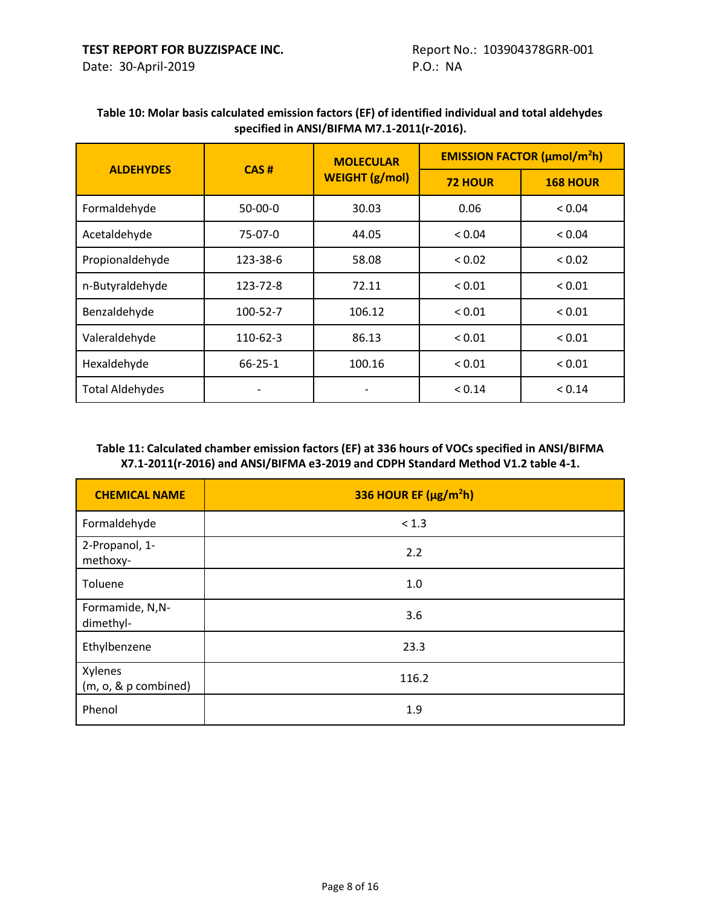**TEST REPORT FOR BUZZISPACE INC.**
Date: 30-April-2019

Report No.: 103904378GRR-001
P.O.: NA

**Table 10: Molar basis calculated emission factors (EF) of identified individual and total aldehydes specified in ANSI/BIFMA M7.1-2011(r-2016).**

| ALDEHYDES | CAS # | MOLECULAR WEIGHT (g/mol) | EMISSION FACTOR (μmol/m²h) | |
|---|---|---|---|---|
| | | | 72 HOUR | 168 HOUR |
| Formaldehyde | 50-00-0 | 30.03 | 0.06 | < 0.04 |
| Acetaldehyde | 75-07-0 | 44.05 | < 0.04 | < 0.04 |
| Propionaldehyde | 123-38-6 | 58.08 | < 0.02 | < 0.02 |
| n-Butyraldehyde | 123-72-8 | 72.11 | < 0.01 | < 0.01 |
| Benzaldehyde | 100-52-7 | 106.12 | < 0.01 | < 0.01 |
| Valeraldehyde | 110-62-3 | 86.13 | < 0.01 | < 0.01 |
| Hexaldehyde | 66-25-1 | 100.16 | < 0.01 | < 0.01 |
| Total Aldehydes | - | - | < 0.14 | < 0.14 |

**Table 11: Calculated chamber emission factors (EF) at 336 hours of VOCs specified in ANSI/BIFMA X7.1-2011(r-2016) and ANSI/BIFMA e3-2019 and CDPH Standard Method V1.2 table 4-1.**

| CHEMICAL NAME | 336 HOUR EF (μg/m²h) |
|---|---|
| Formaldehyde | < 1.3 |
| 2-Propanol, 1-methoxy- | 2.2 |
| Toluene | 1.0 |
| Formamide, N,N-dimethyl- | 3.6 |
| Ethylbenzene | 23.3 |
| Xylenes (m, o, & p combined) | 116.2 |
| Phenol | 1.9 |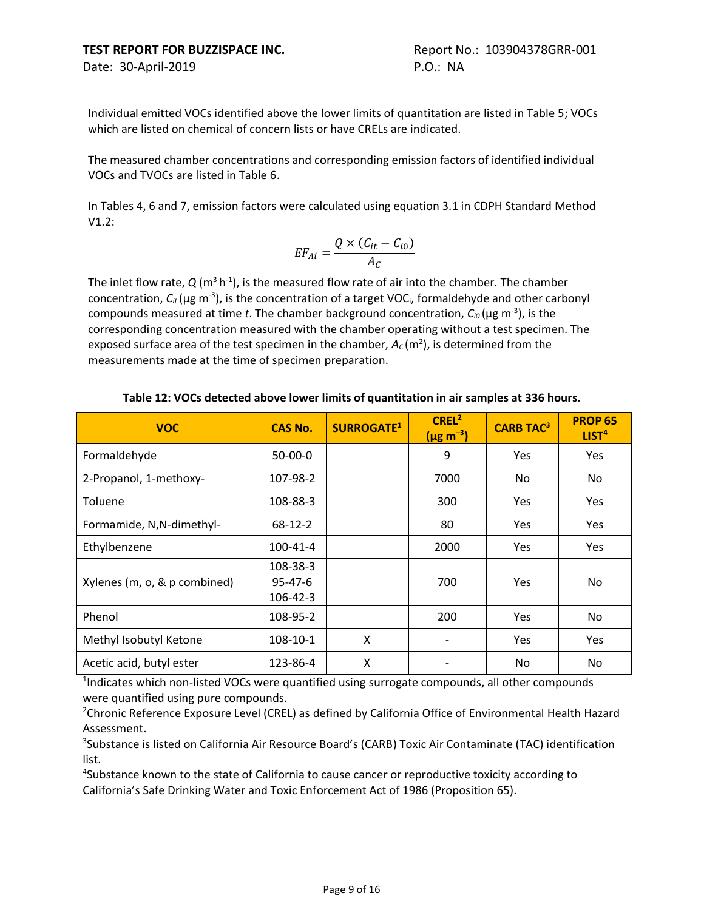Individual emitted VOCs identified above the lower limits of quantitation are listed in Table 5; VOCs which are listed on chemical of concern lists or have CRELs are indicated.

The measured chamber concentrations and corresponding emission factors of identified individual VOCs and TVOCs are listed in Table 6.

In Tables 4, 6 and 7, emission factors were calculated using equation 3.1 in CDPH Standard Method V1.2:

$$EF_{Ai} = \frac{Q \times (C_{it} - C_{i0})}{A_C}$$

The inlet flow rate, $Q$ ($m^3\ h^{-1}$), is the measured flow rate of air into the chamber. The chamber concentration, $C_{it}$ ($\mu g\ m^{-3}$), is the concentration of a target $VOC_i$, formaldehyde and other carbonyl compounds measured at time $t$. The chamber background concentration, $C_{i0}$ ($\mu g\ m^{-3}$), is the corresponding concentration measured with the chamber operating without a test specimen. The exposed surface area of the test specimen in the chamber, $A_C$ ($m^2$), is determined from the measurements made at the time of specimen preparation.

**Table 12: VOCs detected above lower limits of quantitation in air samples at 336 hours.**

| VOC | CAS No. | SURROGATE[1] | CREL[2] ($\mu g\ m^{-3}$) | CARB TAC[3] | PROP 65 LIST[4] |
|---|---|---|---|---|---|
| Formaldehyde | 50-00-0 | | 9 | Yes | Yes |
| 2-Propanol, 1-methoxy- | 107-98-2 | | 7000 | No | No |
| Toluene | 108-88-3 | | 300 | Yes | Yes |
| Formamide, N,N-dimethyl- | 68-12-2 | | 80 | Yes | Yes |
| Ethylbenzene | 100-41-4 | | 2000 | Yes | Yes |
| Xylenes (m, o, & p combined) | 108-38-3 95-47-6 106-42-3 | | 700 | Yes | No |
| Phenol | 108-95-2 | | 200 | Yes | No |
| Methyl Isobutyl Ketone | 108-10-1 | X | - | Yes | Yes |
| Acetic acid, butyl ester | 123-86-4 | X | - | No | No |

[1]Indicates which non-listed VOCs were quantified using surrogate compounds, all other compounds were quantified using pure compounds.

[2]Chronic Reference Exposure Level (CREL) as defined by California Office of Environmental Health Hazard Assessment.

[3]Substance is listed on California Air Resource Board's (CARB) Toxic Air Contaminate (TAC) identification list.

[4]Substance known to the state of California to cause cancer or reproductive toxicity according to California's Safe Drinking Water and Toxic Enforcement Act of 1986 (Proposition 65).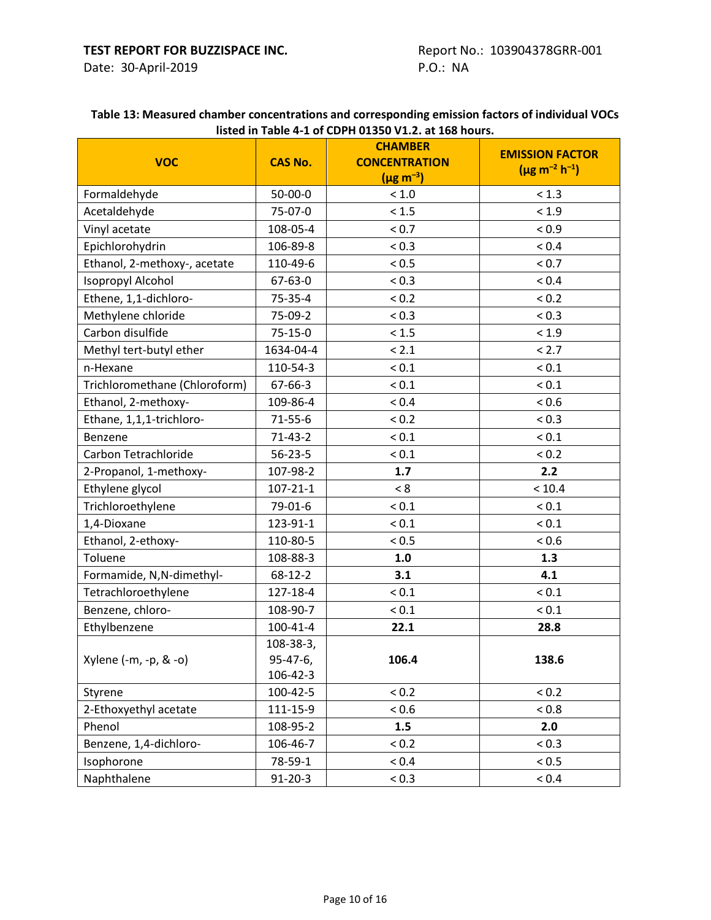**Table 13: Measured chamber concentrations and corresponding emission factors of individual VOCs listed in Table 4-1 of CDPH 01350 V1.2. at 168 hours.**

| VOC | CAS No. | CHAMBER CONCENTRATION (μg $m^{-3}$) | EMISSION FACTOR (μg $m^{-2}$ $h^{-1}$) |
|---|---|---|---|
| Formaldehyde | 50-00-0 | < 1.0 | < 1.3 |
| Acetaldehyde | 75-07-0 | < 1.5 | < 1.9 |
| Vinyl acetate | 108-05-4 | < 0.7 | < 0.9 |
| Epichlorohydrin | 106-89-8 | < 0.3 | < 0.4 |
| Ethanol, 2-methoxy-, acetate | 110-49-6 | < 0.5 | < 0.7 |
| Isopropyl Alcohol | 67-63-0 | < 0.3 | < 0.4 |
| Ethene, 1,1-dichloro- | 75-35-4 | < 0.2 | < 0.2 |
| Methylene chloride | 75-09-2 | < 0.3 | < 0.3 |
| Carbon disulfide | 75-15-0 | < 1.5 | < 1.9 |
| Methyl tert-butyl ether | 1634-04-4 | < 2.1 | < 2.7 |
| n-Hexane | 110-54-3 | < 0.1 | < 0.1 |
| Trichloromethane (Chloroform) | 67-66-3 | < 0.1 | < 0.1 |
| Ethanol, 2-methoxy- | 109-86-4 | < 0.4 | < 0.6 |
| Ethane, 1,1,1-trichloro- | 71-55-6 | < 0.2 | < 0.3 |
| Benzene | 71-43-2 | < 0.1 | < 0.1 |
| Carbon Tetrachloride | 56-23-5 | < 0.1 | < 0.2 |
| 2-Propanol, 1-methoxy- | 107-98-2 | **1.7** | **2.2** |
| Ethylene glycol | 107-21-1 | < 8 | < 10.4 |
| Trichloroethylene | 79-01-6 | < 0.1 | < 0.1 |
| 1,4-Dioxane | 123-91-1 | < 0.1 | < 0.1 |
| Ethanol, 2-ethoxy- | 110-80-5 | < 0.5 | < 0.6 |
| Toluene | 108-88-3 | **1.0** | **1.3** |
| Formamide, N,N-dimethyl- | 68-12-2 | **3.1** | **4.1** |
| Tetrachloroethylene | 127-18-4 | < 0.1 | < 0.1 |
| Benzene, chloro- | 108-90-7 | < 0.1 | < 0.1 |
| Ethylbenzene | 100-41-4 | **22.1** | **28.8** |
| Xylene (-m, -p, & -o) | 108-38-3, 95-47-6, 106-42-3 | **106.4** | **138.6** |
| Styrene | 100-42-5 | < 0.2 | < 0.2 |
| 2-Ethoxyethyl acetate | 111-15-9 | < 0.6 | < 0.8 |
| Phenol | 108-95-2 | **1.5** | **2.0** |
| Benzene, 1,4-dichloro- | 106-46-7 | < 0.2 | < 0.3 |
| Isophorone | 78-59-1 | < 0.4 | < 0.5 |
| Naphthalene | 91-20-3 | < 0.3 | < 0.4 |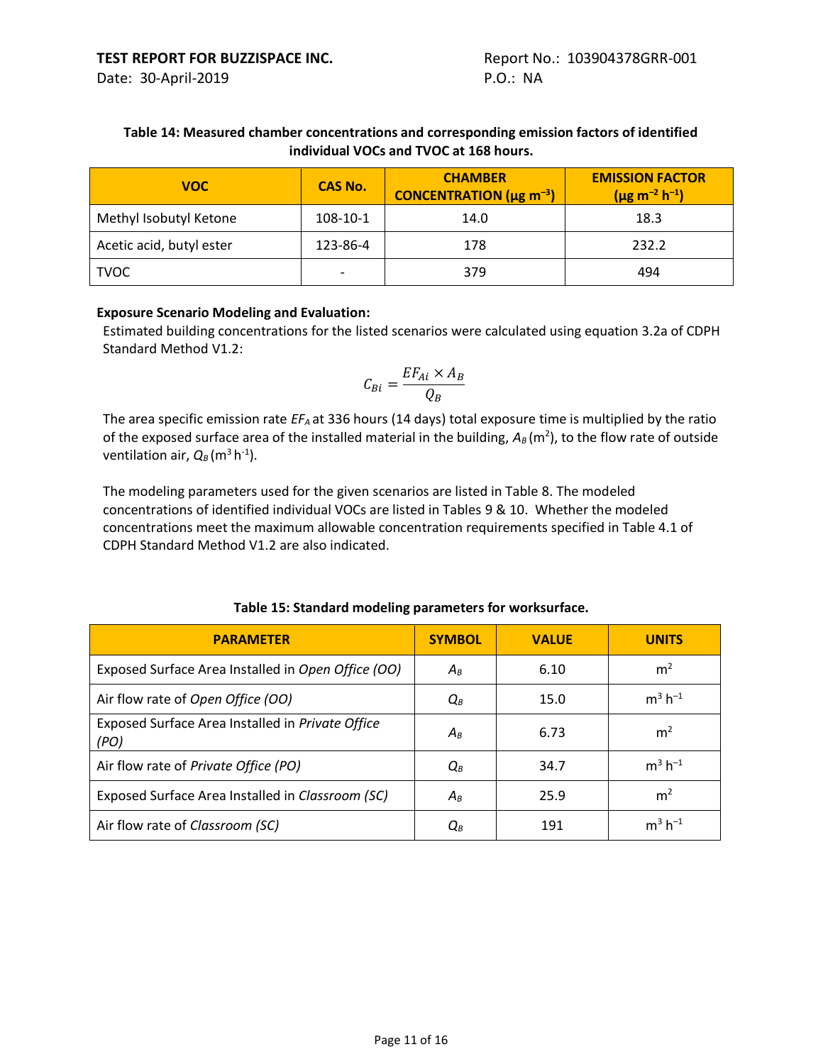**Table 14: Measured chamber concentrations and corresponding emission factors of identified individual VOCs and TVOC at 168 hours.**

| VOC | CAS No. | CHAMBER CONCENTRATION ($\mu g\ m^{-3}$) | EMISSION FACTOR ($\mu g\ m^{-2}\ h^{-1}$) |
|---|---|---|---|
| Methyl Isobutyl Ketone | 108-10-1 | 14.0 | 18.3 |
| Acetic acid, butyl ester | 123-86-4 | 178 | 232.2 |
| TVOC | - | 379 | 494 |

**Exposure Scenario Modeling and Evaluation:**

Estimated building concentrations for the listed scenarios were calculated using equation 3.2a of CDPH Standard Method V1.2:

$$C_{Bi} = \frac{EF_{Ai} \times A_B}{Q_B}$$

The area specific emission rate $EF_A$ at 336 hours (14 days) total exposure time is multiplied by the ratio of the exposed surface area of the installed material in the building, $A_B$ ($m^2$), to the flow rate of outside ventilation air, $Q_B$ ($m^3\ h^{-1}$).

The modeling parameters used for the given scenarios are listed in Table 8. The modeled concentrations of identified individual VOCs are listed in Tables 9 & 10. Whether the modeled concentrations meet the maximum allowable concentration requirements specified in Table 4.1 of CDPH Standard Method V1.2 are also indicated.

**Table 15: Standard modeling parameters for worksurface.**

| PARAMETER | SYMBOL | VALUE | UNITS |
|---|---|---|---|
| Exposed Surface Area Installed in *Open Office (OO)* | $A_B$ | 6.10 | $m^2$ |
| Air flow rate of *Open Office (OO)* | $Q_B$ | 15.0 | $m^3\ h^{-1}$ |
| Exposed Surface Area Installed in *Private Office (PO)* | $A_B$ | 6.73 | $m^2$ |
| Air flow rate of *Private Office (PO)* | $Q_B$ | 34.7 | $m^3\ h^{-1}$ |
| Exposed Surface Area Installed in *Classroom (SC)* | $A_B$ | 25.9 | $m^2$ |
| Air flow rate of *Classroom (SC)* | $Q_B$ | 191 | $m^3\ h^{-1}$ |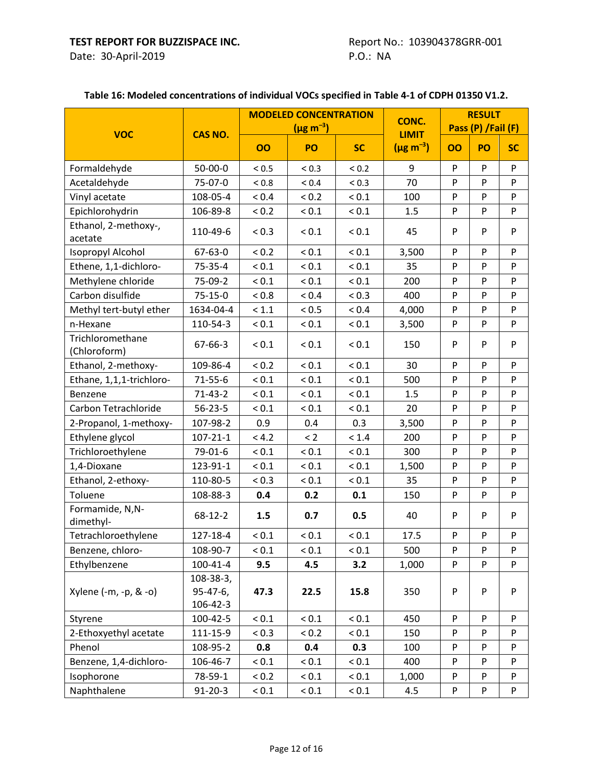TEST REPORT FOR BUZZISPACE INC.
Date: 30-April-2019

Report No.: 103904378GRR-001
P.O.: NA

**Table 16: Modeled concentrations of individual VOCs specified in Table 4-1 of CDPH 01350 V1.2.**

| VOC | CAS NO. | MODELED CONCENTRATION ($\mu g\ m^{-3}$) | | | CONC. LIMIT ($\mu g\ m^{-3}$) | RESULT Pass (P) /Fail (F) | | |
|---|---|---|---|---|---|---|---|---|
| | | **OO** | **PO** | **SC** | | **OO** | **PO** | **SC** |
| Formaldehyde | 50-00-0 | < 0.5 | < 0.3 | < 0.2 | 9 | P | P | P |
| Acetaldehyde | 75-07-0 | < 0.8 | < 0.4 | < 0.3 | 70 | P | P | P |
| Vinyl acetate | 108-05-4 | < 0.4 | < 0.2 | < 0.1 | 100 | P | P | P |
| Epichlorohydrin | 106-89-8 | < 0.2 | < 0.1 | < 0.1 | 1.5 | P | P | P |
| Ethanol, 2-methoxy-, acetate | 110-49-6 | < 0.3 | < 0.1 | < 0.1 | 45 | P | P | P |
| Isopropyl Alcohol | 67-63-0 | < 0.2 | < 0.1 | < 0.1 | 3,500 | P | P | P |
| Ethene, 1,1-dichloro- | 75-35-4 | < 0.1 | < 0.1 | < 0.1 | 35 | P | P | P |
| Methylene chloride | 75-09-2 | < 0.1 | < 0.1 | < 0.1 | 200 | P | P | P |
| Carbon disulfide | 75-15-0 | < 0.8 | < 0.4 | < 0.3 | 400 | P | P | P |
| Methyl tert-butyl ether | 1634-04-4 | < 1.1 | < 0.5 | < 0.4 | 4,000 | P | P | P |
| n-Hexane | 110-54-3 | < 0.1 | < 0.1 | < 0.1 | 3,500 | P | P | P |
| Trichloromethane (Chloroform) | 67-66-3 | < 0.1 | < 0.1 | < 0.1 | 150 | P | P | P |
| Ethanol, 2-methoxy- | 109-86-4 | < 0.2 | < 0.1 | < 0.1 | 30 | P | P | P |
| Ethane, 1,1,1-trichloro- | 71-55-6 | < 0.1 | < 0.1 | < 0.1 | 500 | P | P | P |
| Benzene | 71-43-2 | < 0.1 | < 0.1 | < 0.1 | 1.5 | P | P | P |
| Carbon Tetrachloride | 56-23-5 | < 0.1 | < 0.1 | < 0.1 | 20 | P | P | P |
| 2-Propanol, 1-methoxy- | 107-98-2 | 0.9 | 0.4 | 0.3 | 3,500 | P | P | P |
| Ethylene glycol | 107-21-1 | < 4.2 | < 2 | < 1.4 | 200 | P | P | P |
| Trichloroethylene | 79-01-6 | < 0.1 | < 0.1 | < 0.1 | 300 | P | P | P |
| 1,4-Dioxane | 123-91-1 | < 0.1 | < 0.1 | < 0.1 | 1,500 | P | P | P |
| Ethanol, 2-ethoxy- | 110-80-5 | < 0.3 | < 0.1 | < 0.1 | 35 | P | P | P |
| Toluene | 108-88-3 | **0.4** | **0.2** | **0.1** | 150 | P | P | P |
| Formamide, N,N-dimethyl- | 68-12-2 | **1.5** | **0.7** | **0.5** | 40 | P | P | P |
| Tetrachloroethylene | 127-18-4 | < 0.1 | < 0.1 | < 0.1 | 17.5 | P | P | P |
| Benzene, chloro- | 108-90-7 | < 0.1 | < 0.1 | < 0.1 | 500 | P | P | P |
| Ethylbenzene | 100-41-4 | **9.5** | **4.5** | **3.2** | 1,000 | P | P | P |
| Xylene (-m, -p, & -o) | 108-38-3, 95-47-6, 106-42-3 | **47.3** | **22.5** | **15.8** | 350 | P | P | P |
| Styrene | 100-42-5 | < 0.1 | < 0.1 | < 0.1 | 450 | P | P | P |
| 2-Ethoxyethyl acetate | 111-15-9 | < 0.3 | < 0.2 | < 0.1 | 150 | P | P | P |
| Phenol | 108-95-2 | **0.8** | **0.4** | **0.3** | 100 | P | P | P |
| Benzene, 1,4-dichloro- | 106-46-7 | < 0.1 | < 0.1 | < 0.1 | 400 | P | P | P |
| Isophorone | 78-59-1 | < 0.2 | < 0.1 | < 0.1 | 1,000 | P | P | P |
| Naphthalene | 91-20-3 | < 0.1 | < 0.1 | < 0.1 | 4.5 | P | P | P |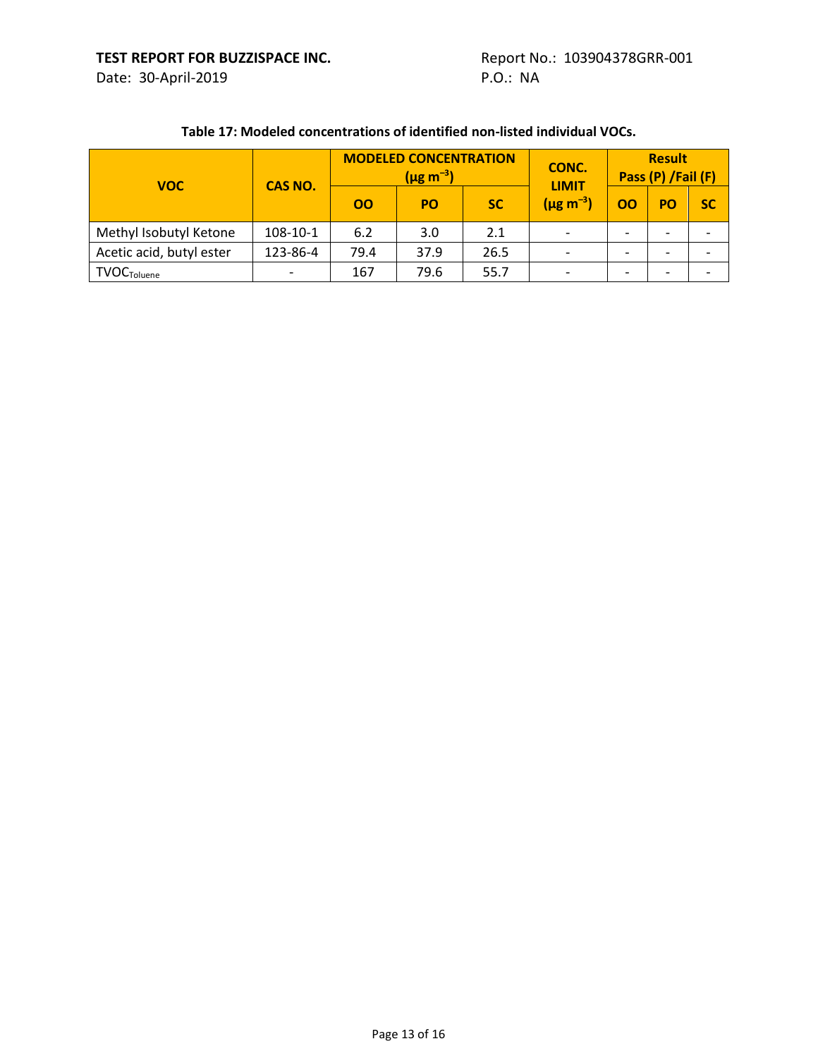**Table 17: Modeled concentrations of identified non-listed individual VOCs.**

| VOC | CAS NO. | MODELED CONCENTRATION ($\mu g\ m^{-3}$) | | | CONC. LIMIT ($\mu g\ m^{-3}$) | Result Pass (P) /Fail (F) | | |
|---|---|---|---|---|---|---|---|---|
| | | OO | PO | SC | | OO | PO | SC |
| Methyl Isobutyl Ketone | 108-10-1 | 6.2 | 3.0 | 2.1 | - | - | - | - |
| Acetic acid, butyl ester | 123-86-4 | 79.4 | 37.9 | 26.5 | - | - | - | - |
| $TVOC_{Toluene}$ | - | 167 | 79.6 | 55.7 | - | - | - | - |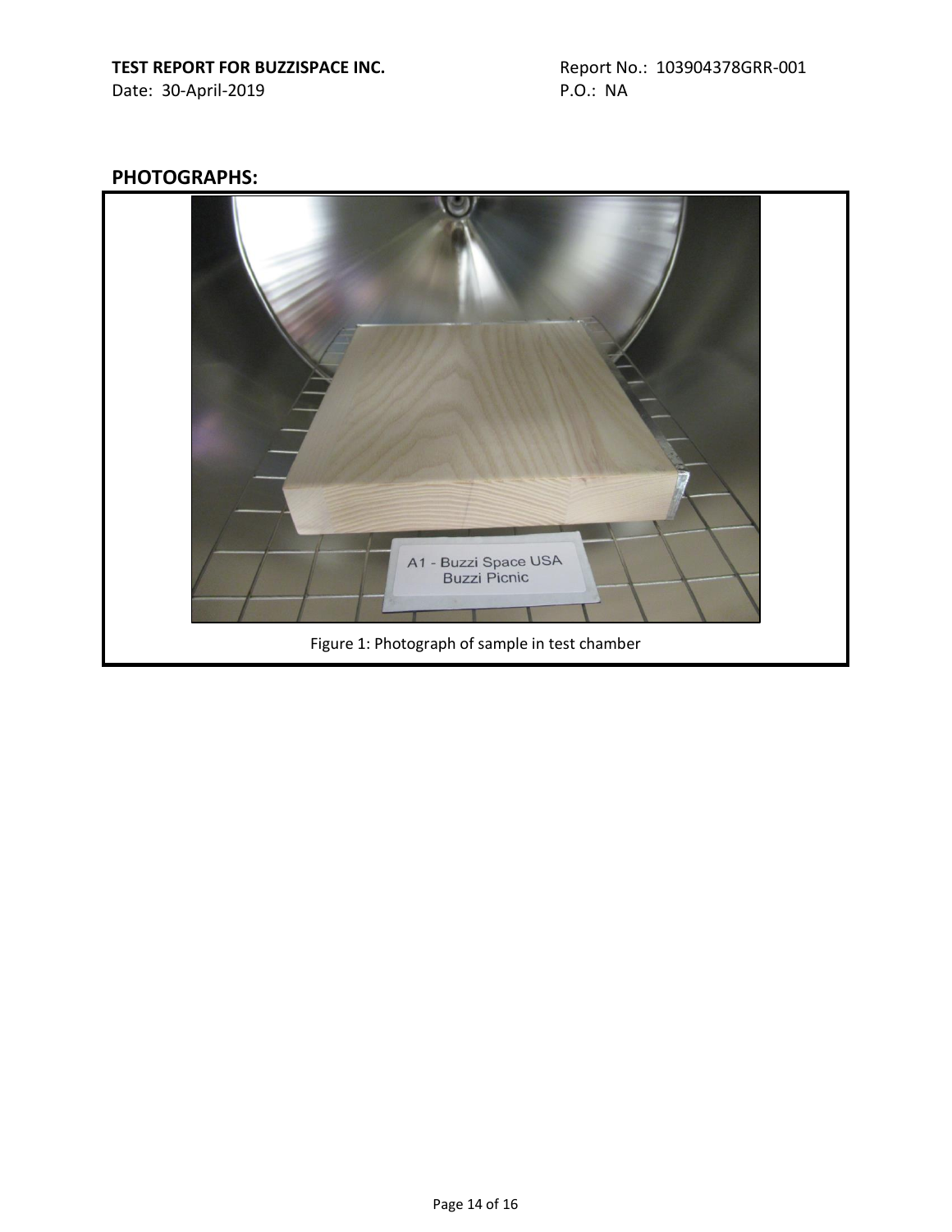## PHOTOGRAPHS:

Figure 1: Photograph of sample in test chamber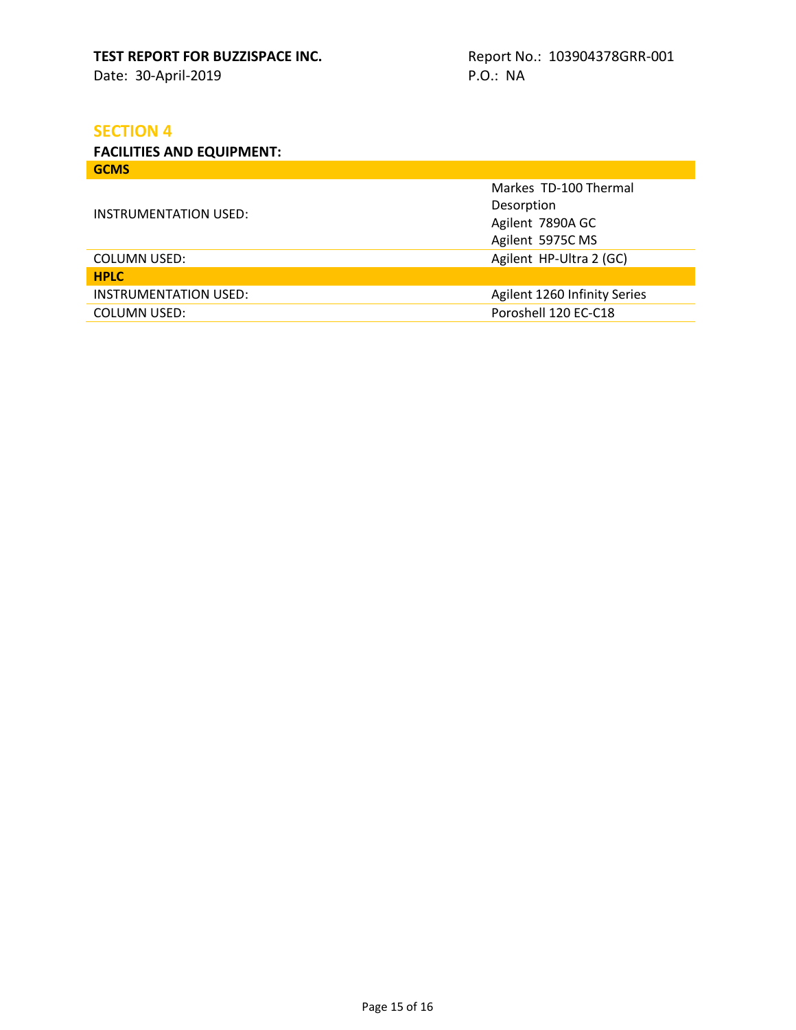## SECTION 4

**FACILITIES AND EQUIPMENT:**

| **GCMS** | |
|---|---|
| INSTRUMENTATION USED: | Markes TD-100 Thermal Desorption<br>Agilent 7890A GC<br>Agilent 5975C MS |
| COLUMN USED: | Agilent HP-Ultra 2 (GC) |
| **HPLC** | |
| INSTRUMENTATION USED: | Agilent 1260 Infinity Series |
| COLUMN USED: | Poroshell 120 EC-C18 |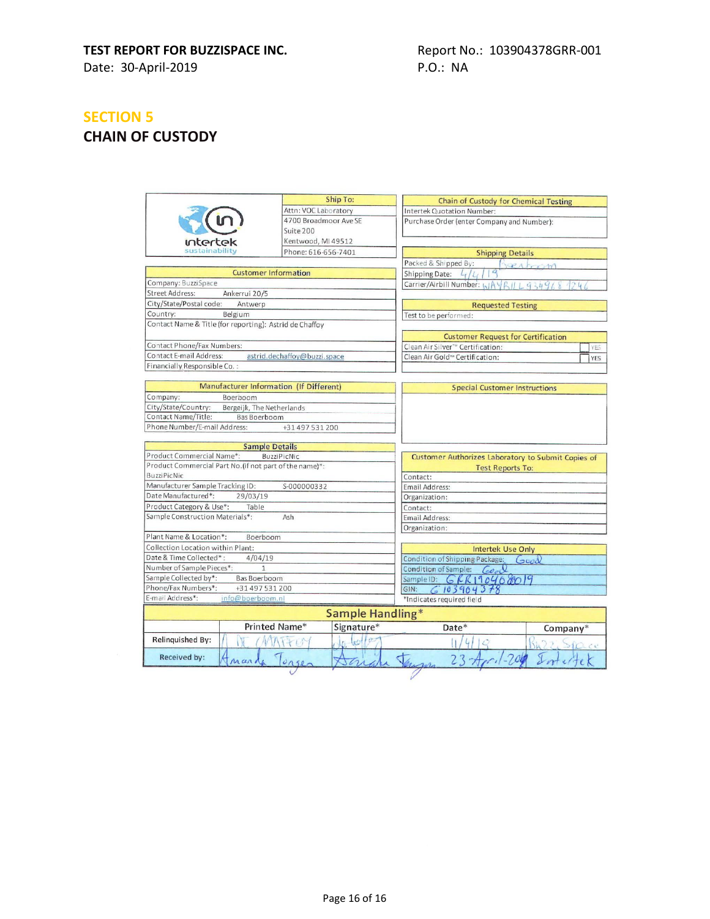## SECTION 5

## CHAIN OF CUSTODY

intertek
sustainability

**Ship To:**
Attn: VOC Laboratory
4700 Broadmoor Ave SE
Suite 200
Kentwood, MI 49512
Phone: 616-656-7401

**Chain of Custody for Chemical Testing**

| | |
|---|---|
| Intertek Quotation Number: | |
| Purchase Order (enter Company and Number): | |

**Customer Information**

| | |
|---|---|
| Company: | BuzziSpace |
| Street Address: | Ankerrui 20/5 |
| City/State/Postal code: | Antwerp |
| Country: | Belgium |
| Contact Name & Title (for reporting): | Astrid de Chaffoy |
| Contact Phone/Fax Numbers: | |
| Contact E-mail Address: | astrid.dechaffoy@buzzi.space |
| Financially Responsible Co.: | |

**Shipping Details**

| | |
|---|---|
| Packed & Shipped By: | Boerboom |
| Shipping Date: | 4/4/19 |
| Carrier/Airbill Number: | WAYBILL 934968 1246 |

**Requested Testing**

Test to be performed:

**Customer Request for Certification**

| | |
|---|---|
| Clean Air Silver™ Certification: | YES |
| Clean Air Gold™ Certification: | YES |

**Manufacturer Information (If Different)**

| | |
|---|---|
| Company: | Boerboom |
| City/State/Country: | Bergeijk, The Netherlands |
| Contact Name/Title: | Bas Boerboom |
| Phone Number/E-mail Address: | +31 497 531 200 |

**Special Customer Instructions**

**Sample Details**

| | |
|---|---|
| Product Commercial Name*: | BuzziPicNic |
| Product Commercial Part No. (if not part of the name)*: | BuzziPicNic |
| Manufacturer Sample Tracking ID: | S-000000332 |
| Date Manufactured*: | 29/03/19 |
| Product Category & Use*: | Table |
| Sample Construction Materials*: | Ash |
| Plant Name & Location*: | Boerboom |
| Collection Location within Plant: | |
| Date & Time Collected*: | 4/04/19 |
| Number of Sample Pieces*: | 1 |
| Sample Collected by*: | Bas Boerboom |
| Phone/Fax Numbers*: | +31 497 531 200 |
| E-mail Address*: | info@boerboom.nl |

**Customer Authorizes Laboratory to Submit Copies of Test Reports To:**

| | |
|---|---|
| Contact: | |
| Email Address: | |
| Organization: | |
| Contact: | |
| Email Address: | |
| Organization: | |

**Intertek Use Only**

| | |
|---|---|
| Condition of Shipping Package: | Good |
| Condition of Sample: | Good |
| Sample ID: | GRR19040819 |
| GIN: | G 103904378 |

*Indicates required field

**Sample Handling***

| | Printed Name* | Signature* | Date* | Company* |
|---|---|---|---|---|
| Relinquished By: | DE CHAFFOY | [signature] | 11/4/19 | Buzzi Space |
| Received by: | Amanda Tongen | [signature] | 23-April-2019 | Intertek |